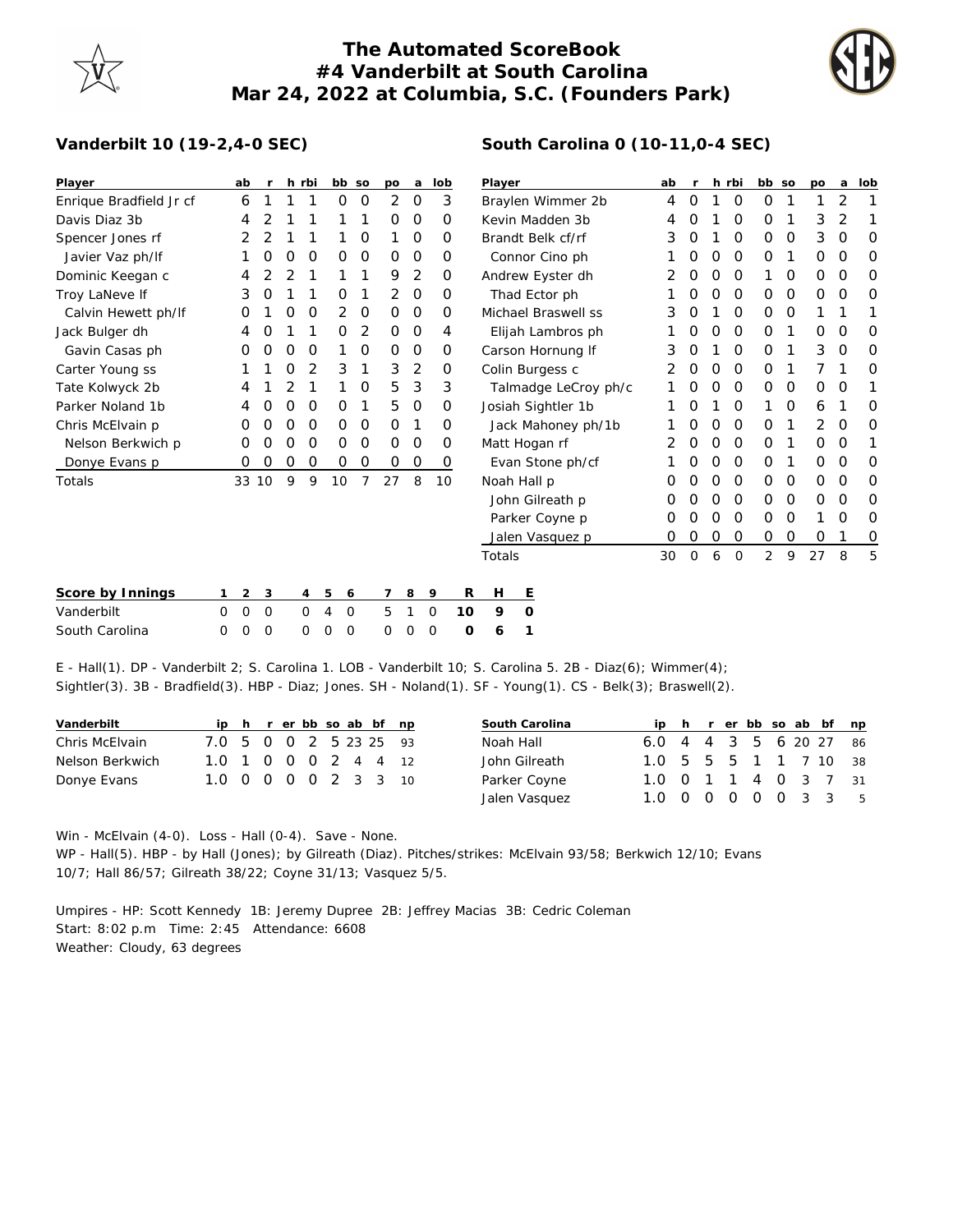# The Automated ScoreBook
# #4 Vanderbilt at South Carolina
# Mar 24, 2022 at Columbia, S.C. (Founders Park)

## Vanderbilt 10 (19-2,4-0 SEC)

| Player | ab | r | h | rbi | bb | so | po | a | lob |
|---|---|---|---|---|---|---|---|---|---|
| Enrique Bradfield Jr cf | 6 | 1 | 1 | 1 | 0 | 0 | 2 | 0 | 3 |
| Davis Diaz 3b | 4 | 2 | 1 | 1 | 1 | 1 | 0 | 0 | 0 |
| Spencer Jones rf | 2 | 2 | 1 | 1 | 1 | 0 | 1 | 0 | 0 |
| Javier Vaz ph/lf | 1 | 0 | 0 | 0 | 0 | 0 | 0 | 0 | 0 |
| Dominic Keegan c | 4 | 2 | 2 | 1 | 1 | 1 | 9 | 2 | 0 |
| Troy LaNeve lf | 3 | 0 | 1 | 1 | 0 | 1 | 2 | 0 | 0 |
| Calvin Hewett ph/lf | 0 | 1 | 0 | 0 | 2 | 0 | 0 | 0 | 0 |
| Jack Bulger dh | 4 | 0 | 1 | 1 | 0 | 2 | 0 | 0 | 4 |
| Gavin Casas ph | 0 | 0 | 0 | 0 | 1 | 0 | 0 | 0 | 0 |
| Carter Young ss | 1 | 1 | 0 | 2 | 3 | 1 | 3 | 2 | 0 |
| Tate Kolwyck 2b | 4 | 1 | 2 | 1 | 1 | 0 | 5 | 3 | 3 |
| Parker Noland 1b | 4 | 0 | 0 | 0 | 0 | 1 | 5 | 0 | 0 |
| Chris McElvain p | 0 | 0 | 0 | 0 | 0 | 0 | 0 | 1 | 0 |
| Nelson Berkwich p | 0 | 0 | 0 | 0 | 0 | 0 | 0 | 0 | 0 |
| Donye Evans p | 0 | 0 | 0 | 0 | 0 | 0 | 0 | 0 | 0 |
| Totals | 33 | 10 | 9 | 9 | 10 | 7 | 27 | 8 | 10 |

## South Carolina 0 (10-11,0-4 SEC)

| Player | ab | r | h | rbi | bb | so | po | a | lob |
|---|---|---|---|---|---|---|---|---|---|
| Braylen Wimmer 2b | 4 | 0 | 1 | 0 | 0 | 1 | 1 | 2 | 1 |
| Kevin Madden 3b | 4 | 0 | 1 | 0 | 0 | 1 | 3 | 2 | 1 |
| Brandt Belk cf/rf | 3 | 0 | 1 | 0 | 0 | 0 | 3 | 0 | 0 |
| Connor Cino ph | 1 | 0 | 0 | 0 | 0 | 1 | 0 | 0 | 0 |
| Andrew Eyster dh | 2 | 0 | 0 | 0 | 1 | 0 | 0 | 0 | 0 |
| Thad Ector ph | 1 | 0 | 0 | 0 | 0 | 0 | 0 | 0 | 0 |
| Michael Braswell ss | 3 | 0 | 1 | 0 | 0 | 0 | 1 | 1 | 1 |
| Elijah Lambros ph | 1 | 0 | 0 | 0 | 0 | 1 | 0 | 0 | 0 |
| Carson Hornung lf | 3 | 0 | 1 | 0 | 0 | 1 | 3 | 0 | 0 |
| Colin Burgess c | 2 | 0 | 0 | 0 | 0 | 1 | 7 | 1 | 0 |
| Talmadge LeCroy ph/c | 1 | 0 | 0 | 0 | 0 | 0 | 0 | 0 | 1 |
| Josiah Sightler 1b | 1 | 0 | 1 | 0 | 1 | 0 | 6 | 1 | 0 |
| Jack Mahoney ph/1b | 1 | 0 | 0 | 0 | 0 | 1 | 2 | 0 | 0 |
| Matt Hogan rf | 2 | 0 | 0 | 0 | 0 | 1 | 0 | 0 | 1 |
| Evan Stone ph/cf | 1 | 0 | 0 | 0 | 0 | 1 | 0 | 0 | 0 |
| Noah Hall p | 0 | 0 | 0 | 0 | 0 | 0 | 0 | 0 | 0 |
| John Gilreath p | 0 | 0 | 0 | 0 | 0 | 0 | 0 | 0 | 0 |
| Parker Coyne p | 0 | 0 | 0 | 0 | 0 | 0 | 1 | 0 | 0 |
| Jalen Vasquez p | 0 | 0 | 0 | 0 | 0 | 0 | 0 | 1 | 0 |
| Totals | 30 | 0 | 6 | 0 | 2 | 9 | 27 | 8 | 5 |

| Score by Innings | 1 | 2 | 3 | 4 | 5 | 6 | 7 | 8 | 9 | R | H | E |
|---|---|---|---|---|---|---|---|---|---|---|---|---|
| Vanderbilt | 0 | 0 | 0 | 0 | 4 | 0 | 5 | 1 | 0 | **10** | **9** | **0** |
| South Carolina | 0 | 0 | 0 | 0 | 0 | 0 | 0 | 0 | 0 | **0** | **6** | **1** |

E - Hall(1). DP - Vanderbilt 2; S. Carolina 1. LOB - Vanderbilt 10; S. Carolina 5. 2B - Diaz(6); Wimmer(4); Sightler(3). 3B - Bradfield(3). HBP - Diaz; Jones. SH - Noland(1). SF - Young(1). CS - Belk(3); Braswell(2).

| Vanderbilt | ip | h | r | er | bb | so | ab | bf | np |
|---|---|---|---|---|---|---|---|---|---|
| Chris McElvain | 7.0 | 5 | 0 | 0 | 2 | 5 | 23 | 25 | 93 |
| Nelson Berkwich | 1.0 | 1 | 0 | 0 | 0 | 2 | 4 | 4 | 12 |
| Donye Evans | 1.0 | 0 | 0 | 0 | 0 | 2 | 3 | 3 | 10 |

| South Carolina | ip | h | r | er | bb | so | ab | bf | np |
|---|---|---|---|---|---|---|---|---|---|
| Noah Hall | 6.0 | 4 | 4 | 3 | 5 | 6 | 20 | 27 | 86 |
| John Gilreath | 1.0 | 5 | 5 | 5 | 1 | 1 | 7 | 10 | 38 |
| Parker Coyne | 1.0 | 0 | 1 | 1 | 4 | 0 | 3 | 7 | 31 |
| Jalen Vasquez | 1.0 | 0 | 0 | 0 | 0 | 0 | 3 | 3 | 5 |

Win - McElvain (4-0). Loss - Hall (0-4). Save - None.
WP - Hall(5). HBP - by Hall (Jones); by Gilreath (Diaz). Pitches/strikes: McElvain 93/58; Berkwich 12/10; Evans 10/7; Hall 86/57; Gilreath 38/22; Coyne 31/13; Vasquez 5/5.

Umpires - HP: Scott Kennedy 1B: Jeremy Dupree 2B: Jeffrey Macias 3B: Cedric Coleman
Start: 8:02 p.m Time: 2:45 Attendance: 6608
Weather: Cloudy, 63 degrees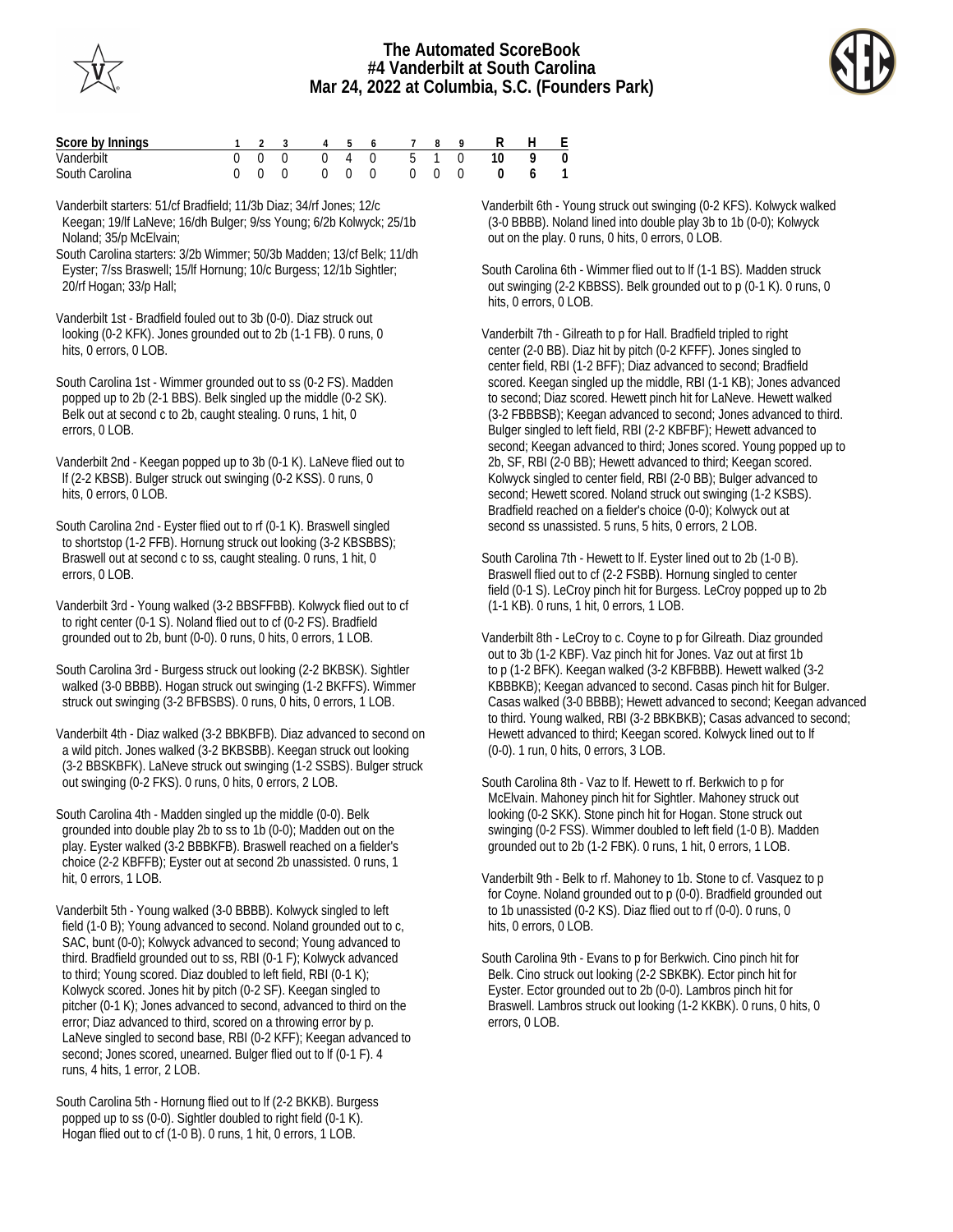# The Automated ScoreBook
# #4 Vanderbilt at South Carolina
# Mar 24, 2022 at Columbia, S.C. (Founders Park)

| Score by Innings | 1 | 2 | 3 | 4 | 5 | 6 | 7 | 8 | 9 | R | H | E |
|---|---|---|---|---|---|---|---|---|---|---|---|---|
| Vanderbilt | 0 | 0 | 0 | 0 | 4 | 0 | 5 | 1 | 0 | **10** | **9** | **0** |
| South Carolina | 0 | 0 | 0 | 0 | 0 | 0 | 0 | 0 | 0 | **0** | **6** | **1** |

Vanderbilt starters: 51/cf Bradfield; 11/3b Diaz; 34/rf Jones; 12/c Keegan; 19/lf LaNeve; 16/dh Bulger; 9/ss Young; 6/2b Kolwyck; 25/1b Noland; 35/p McElvain;

South Carolina starters: 3/2b Wimmer; 50/3b Madden; 13/cf Belk; 11/dh Eyster; 7/ss Braswell; 15/lf Hornung; 10/c Burgess; 12/1b Sightler; 20/rf Hogan; 33/p Hall;

Vanderbilt 1st - Bradfield fouled out to 3b (0-0). Diaz struck out looking (0-2 KFK). Jones grounded out to 2b (1-1 FB). 0 runs, 0 hits, 0 errors, 0 LOB.

South Carolina 1st - Wimmer grounded out to ss (0-2 FS). Madden popped up to 2b (2-1 BBS). Belk singled up the middle (0-2 SK). Belk out at second c to 2b, caught stealing. 0 runs, 1 hit, 0 errors, 0 LOB.

Vanderbilt 2nd - Keegan popped up to 3b (0-1 K). LaNeve flied out to lf (2-2 KBSB). Bulger struck out swinging (0-2 KSS). 0 runs, 0 hits, 0 errors, 0 LOB.

South Carolina 2nd - Eyster flied out to rf (0-1 K). Braswell singled to shortstop (1-2 FFB). Hornung struck out looking (3-2 KBSBBS); Braswell out at second c to ss, caught stealing. 0 runs, 1 hit, 0 errors, 0 LOB.

Vanderbilt 3rd - Young walked (3-2 BBSFFBB). Kolwyck flied out to cf to right center (0-1 S). Noland flied out to cf (0-2 FS). Bradfield grounded out to 2b, bunt (0-0). 0 runs, 0 hits, 0 errors, 1 LOB.

South Carolina 3rd - Burgess struck out looking (2-2 BKBSK). Sightler walked (3-0 BBBB). Hogan struck out swinging (1-2 BKFFS). Wimmer struck out swinging (3-2 BFBSBS). 0 runs, 0 hits, 0 errors, 1 LOB.

Vanderbilt 4th - Diaz walked (3-2 BBKBFB). Diaz advanced to second on a wild pitch. Jones walked (3-2 BKBSBB). Keegan struck out looking (3-2 BBSKBFK). LaNeve struck out swinging (1-2 SSBS). Bulger struck out swinging (0-2 FKS). 0 runs, 0 hits, 0 errors, 2 LOB.

South Carolina 4th - Madden singled up the middle (0-0). Belk grounded into double play 2b to ss to 1b (0-0); Madden out on the play. Eyster walked (3-2 BBBKFB). Braswell reached on a fielder's choice (2-2 KBFFB); Eyster out at second 2b unassisted. 0 runs, 1 hit, 0 errors, 1 LOB.

Vanderbilt 5th - Young walked (3-0 BBBB). Kolwyck singled to left field (1-0 B); Young advanced to second. Noland grounded out to c, SAC, bunt (0-0); Kolwyck advanced to second; Young advanced to third. Bradfield grounded out to ss, RBI (0-1 F); Kolwyck advanced to third; Young scored. Diaz doubled to left field, RBI (0-1 K); Kolwyck scored. Jones hit by pitch (0-2 SF). Keegan singled to pitcher (0-1 K); Jones advanced to second, advanced to third on the error; Diaz advanced to third, scored on a throwing error by p. LaNeve singled to second base, RBI (0-2 KFF); Keegan advanced to second; Jones scored, unearned. Bulger flied out to lf (0-1 F). 4 runs, 4 hits, 1 error, 2 LOB.

South Carolina 5th - Hornung flied out to lf (2-2 BKKB). Burgess popped up to ss (0-0). Sightler doubled to right field (0-1 K). Hogan flied out to cf (1-0 B). 0 runs, 1 hit, 0 errors, 1 LOB.

Vanderbilt 6th - Young struck out swinging (0-2 KFS). Kolwyck walked (3-0 BBBB). Noland lined into double play 3b to 1b (0-0); Kolwyck out on the play. 0 runs, 0 hits, 0 errors, 0 LOB.

South Carolina 6th - Wimmer flied out to lf (1-1 BS). Madden struck out swinging (2-2 KBBSS). Belk grounded out to p (0-1 K). 0 runs, 0 hits, 0 errors, 0 LOB.

Vanderbilt 7th - Gilreath to p for Hall. Bradfield tripled to right center (2-0 BB). Diaz hit by pitch (0-2 KFFF). Jones singled to center field, RBI (1-2 BFF); Diaz advanced to second; Bradfield scored. Keegan singled up the middle, RBI (1-1 KB); Jones advanced to second; Diaz scored. Hewett pinch hit for LaNeve. Hewett walked (3-2 FBBBSB); Keegan advanced to second; Jones advanced to third. Bulger singled to left field, RBI (2-2 KBFBF); Hewett advanced to second; Keegan advanced to third; Jones scored. Young popped up to 2b, SF, RBI (2-0 BB); Hewett advanced to third; Keegan scored. Kolwyck singled to center field, RBI (2-0 BB); Bulger advanced to second; Hewett scored. Noland struck out swinging (1-2 KSBS). Bradfield reached on a fielder's choice (0-0); Kolwyck out at second ss unassisted. 5 runs, 5 hits, 0 errors, 2 LOB.

South Carolina 7th - Hewett to lf. Eyster lined out to 2b (1-0 B). Braswell flied out to cf (2-2 FSBB). Hornung singled to center field (0-1 S). LeCroy pinch hit for Burgess. LeCroy popped up to 2b (1-1 KB). 0 runs, 1 hit, 0 errors, 1 LOB.

Vanderbilt 8th - LeCroy to c. Coyne to p for Gilreath. Diaz grounded out to 3b (1-2 KBF). Vaz pinch hit for Jones. Vaz out at first 1b to p (1-2 BFK). Keegan walked (3-2 KBFBBB). Hewett walked (3-2 KBBBKB); Keegan advanced to second. Casas pinch hit for Bulger. Casas walked (3-0 BBBB); Hewett advanced to second; Keegan advanced to third. Young walked, RBI (3-2 BBKBKB); Casas advanced to second; Hewett advanced to third; Keegan scored. Kolwyck lined out to lf (0-0). 1 run, 0 hits, 0 errors, 3 LOB.

South Carolina 8th - Vaz to lf. Hewett to rf. Berkwich to p for McElvain. Mahoney pinch hit for Sightler. Mahoney struck out looking (0-2 SKK). Stone pinch hit for Hogan. Stone struck out swinging (0-2 FSS). Wimmer doubled to left field (1-0 B). Madden grounded out to 2b (1-2 FBK). 0 runs, 1 hit, 0 errors, 1 LOB.

Vanderbilt 9th - Belk to rf. Mahoney to 1b. Stone to cf. Vasquez to p for Coyne. Noland grounded out to p (0-0). Bradfield grounded out to 1b unassisted (0-2 KS). Diaz flied out to rf (0-0). 0 runs, 0 hits, 0 errors, 0 LOB.

South Carolina 9th - Evans to p for Berkwich. Cino pinch hit for Belk. Cino struck out looking (2-2 SBKBK). Ector pinch hit for Eyster. Ector grounded out to 2b (0-0). Lambros pinch hit for Braswell. Lambros struck out looking (1-2 KKBK). 0 runs, 0 hits, 0 errors, 0 LOB.